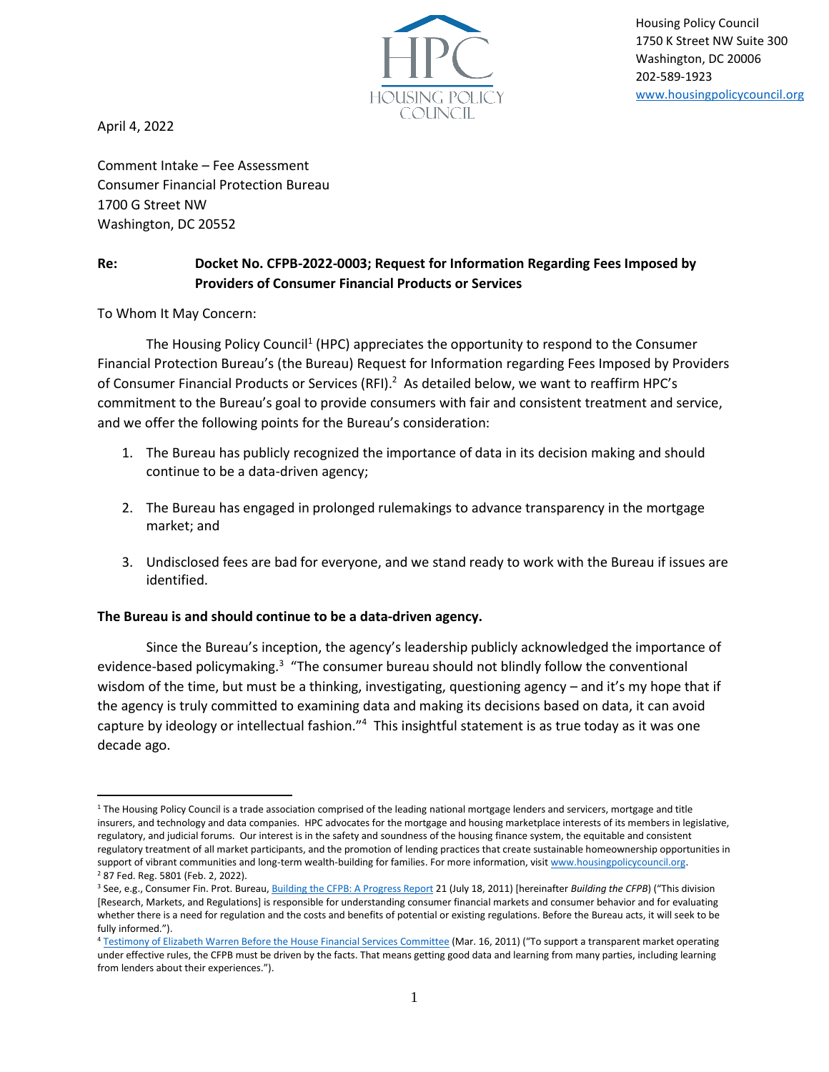Housing Policy Council
1750 K Street NW Suite 300
Washington, DC 20006
202-589-1923
www.housingpolicycouncil.org

April 4, 2022

Comment Intake – Fee Assessment
Consumer Financial Protection Bureau
1700 G Street NW
Washington, DC 20552

**Re: Docket No. CFPB-2022-0003; Request for Information Regarding Fees Imposed by Providers of Consumer Financial Products or Services**

To Whom It May Concern:

The Housing Policy Council[1] (HPC) appreciates the opportunity to respond to the Consumer Financial Protection Bureau's (the Bureau) Request for Information regarding Fees Imposed by Providers of Consumer Financial Products or Services (RFI).[2] As detailed below, we want to reaffirm HPC's commitment to the Bureau's goal to provide consumers with fair and consistent treatment and service, and we offer the following points for the Bureau's consideration:

1. The Bureau has publicly recognized the importance of data in its decision making and should continue to be a data-driven agency;

2. The Bureau has engaged in prolonged rulemakings to advance transparency in the mortgage market; and

3. Undisclosed fees are bad for everyone, and we stand ready to work with the Bureau if issues are identified.

**The Bureau is and should continue to be a data-driven agency.**

Since the Bureau's inception, the agency's leadership publicly acknowledged the importance of evidence-based policymaking.[3] "The consumer bureau should not blindly follow the conventional wisdom of the time, but must be a thinking, investigating, questioning agency – and it's my hope that if the agency is truly committed to examining data and making its decisions based on data, it can avoid capture by ideology or intellectual fashion."[4] This insightful statement is as true today as it was one decade ago.

---

[1] The Housing Policy Council is a trade association comprised of the leading national mortgage lenders and servicers, mortgage and title insurers, and technology and data companies. HPC advocates for the mortgage and housing marketplace interests of its members in legislative, regulatory, and judicial forums. Our interest is in the safety and soundness of the housing finance system, the equitable and consistent regulatory treatment of all market participants, and the promotion of lending practices that create sustainable homeownership opportunities in support of vibrant communities and long-term wealth-building for families. For more information, visit www.housingpolicycouncil.org.

[2] 87 Fed. Reg. 5801 (Feb. 2, 2022).

[3] See, e.g., Consumer Fin. Prot. Bureau, Building the CFPB: A Progress Report 21 (July 18, 2011) [hereinafter *Building the CFPB*] ("This division [Research, Markets, and Regulations] is responsible for understanding consumer financial markets and consumer behavior and for evaluating whether there is a need for regulation and the costs and benefits of potential or existing regulations. Before the Bureau acts, it will seek to be fully informed.").

[4] Testimony of Elizabeth Warren Before the House Financial Services Committee (Mar. 16, 2011) ("To support a transparent market operating under effective rules, the CFPB must be driven by the facts. That means getting good data and learning from many parties, including learning from lenders about their experiences.").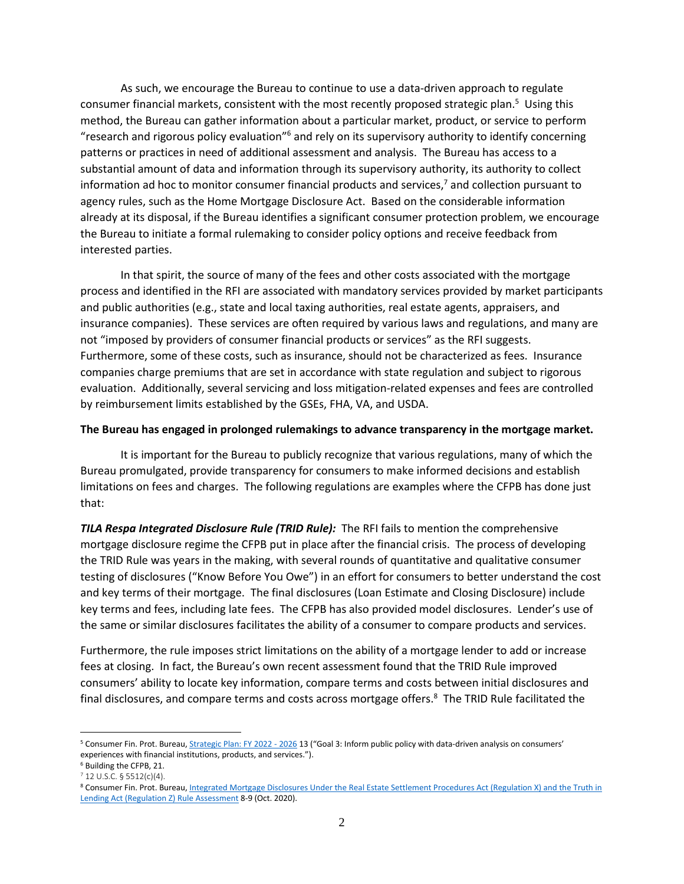As such, we encourage the Bureau to continue to use a data-driven approach to regulate consumer financial markets, consistent with the most recently proposed strategic plan.[5] Using this method, the Bureau can gather information about a particular market, product, or service to perform "research and rigorous policy evaluation"[6] and rely on its supervisory authority to identify concerning patterns or practices in need of additional assessment and analysis. The Bureau has access to a substantial amount of data and information through its supervisory authority, its authority to collect information ad hoc to monitor consumer financial products and services,[7] and collection pursuant to agency rules, such as the Home Mortgage Disclosure Act. Based on the considerable information already at its disposal, if the Bureau identifies a significant consumer protection problem, we encourage the Bureau to initiate a formal rulemaking to consider policy options and receive feedback from interested parties.

In that spirit, the source of many of the fees and other costs associated with the mortgage process and identified in the RFI are associated with mandatory services provided by market participants and public authorities (e.g., state and local taxing authorities, real estate agents, appraisers, and insurance companies). These services are often required by various laws and regulations, and many are not "imposed by providers of consumer financial products or services" as the RFI suggests. Furthermore, some of these costs, such as insurance, should not be characterized as fees. Insurance companies charge premiums that are set in accordance with state regulation and subject to rigorous evaluation. Additionally, several servicing and loss mitigation-related expenses and fees are controlled by reimbursement limits established by the GSEs, FHA, VA, and USDA.

**The Bureau has engaged in prolonged rulemakings to advance transparency in the mortgage market.**

It is important for the Bureau to publicly recognize that various regulations, many of which the Bureau promulgated, provide transparency for consumers to make informed decisions and establish limitations on fees and charges. The following regulations are examples where the CFPB has done just that:

***TILA Respa Integrated Disclosure Rule (TRID Rule):*** The RFI fails to mention the comprehensive mortgage disclosure regime the CFPB put in place after the financial crisis. The process of developing the TRID Rule was years in the making, with several rounds of quantitative and qualitative consumer testing of disclosures ("Know Before You Owe") in an effort for consumers to better understand the cost and key terms of their mortgage. The final disclosures (Loan Estimate and Closing Disclosure) include key terms and fees, including late fees. The CFPB has also provided model disclosures. Lender's use of the same or similar disclosures facilitates the ability of a consumer to compare products and services.

Furthermore, the rule imposes strict limitations on the ability of a mortgage lender to add or increase fees at closing. In fact, the Bureau's own recent assessment found that the TRID Rule improved consumers' ability to locate key information, compare terms and costs between initial disclosures and final disclosures, and compare terms and costs across mortgage offers.[8] The TRID Rule facilitated the

---

[5] Consumer Fin. Prot. Bureau, Strategic Plan: FY 2022 - 2026 13 ("Goal 3: Inform public policy with data-driven analysis on consumers' experiences with financial institutions, products, and services.").

[6] Building the CFPB, 21.

[7] 12 U.S.C. § 5512(c)(4).

[8] Consumer Fin. Prot. Bureau, Integrated Mortgage Disclosures Under the Real Estate Settlement Procedures Act (Regulation X) and the Truth in Lending Act (Regulation Z) Rule Assessment 8-9 (Oct. 2020).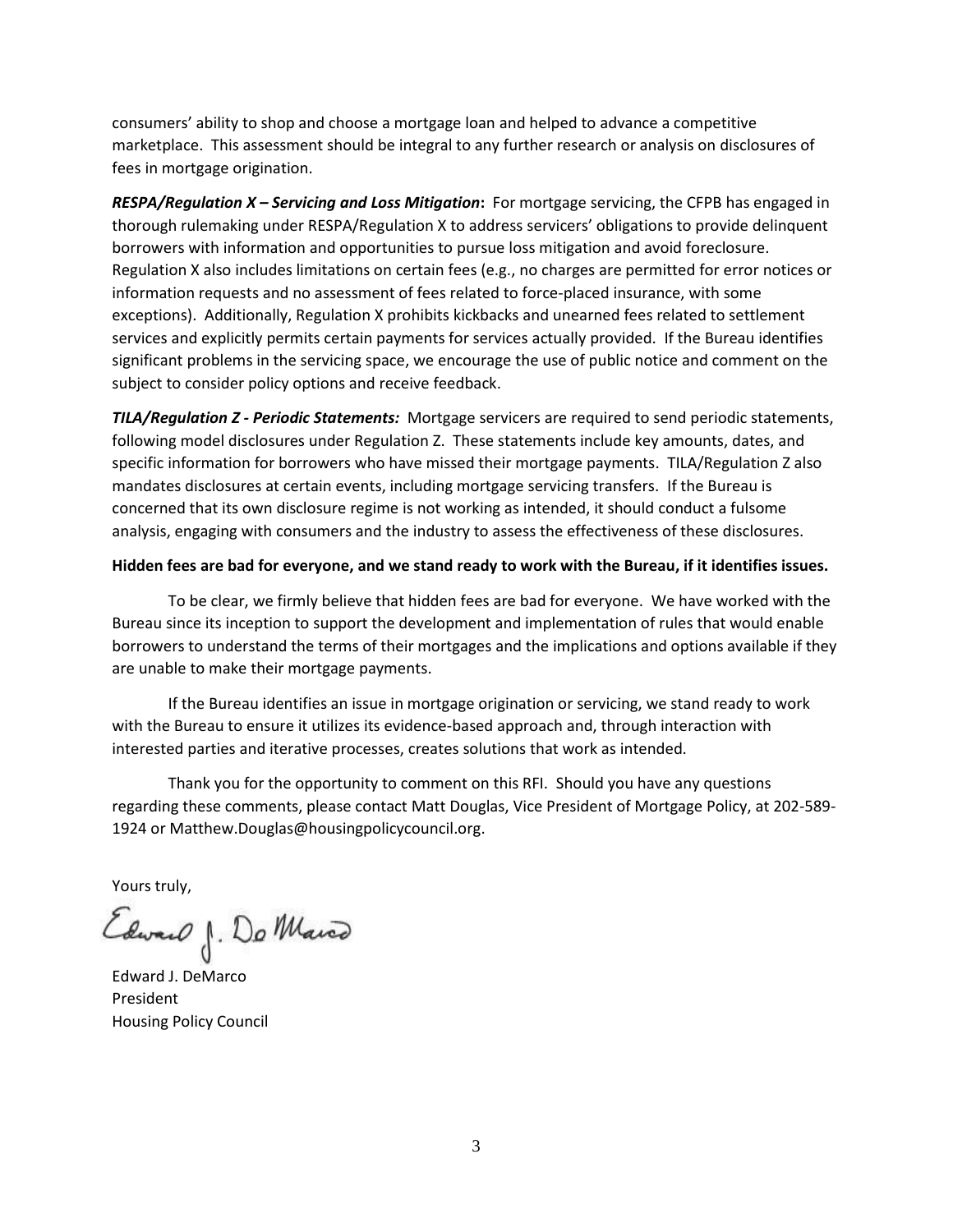consumers' ability to shop and choose a mortgage loan and helped to advance a competitive marketplace. This assessment should be integral to any further research or analysis on disclosures of fees in mortgage origination.

***RESPA/Regulation X – Servicing and Loss Mitigation*:** For mortgage servicing, the CFPB has engaged in thorough rulemaking under RESPA/Regulation X to address servicers' obligations to provide delinquent borrowers with information and opportunities to pursue loss mitigation and avoid foreclosure. Regulation X also includes limitations on certain fees (e.g., no charges are permitted for error notices or information requests and no assessment of fees related to force-placed insurance, with some exceptions). Additionally, Regulation X prohibits kickbacks and unearned fees related to settlement services and explicitly permits certain payments for services actually provided. If the Bureau identifies significant problems in the servicing space, we encourage the use of public notice and comment on the subject to consider policy options and receive feedback.

***TILA/Regulation Z - Periodic Statements:*** Mortgage servicers are required to send periodic statements, following model disclosures under Regulation Z. These statements include key amounts, dates, and specific information for borrowers who have missed their mortgage payments. TILA/Regulation Z also mandates disclosures at certain events, including mortgage servicing transfers. If the Bureau is concerned that its own disclosure regime is not working as intended, it should conduct a fulsome analysis, engaging with consumers and the industry to assess the effectiveness of these disclosures.

**Hidden fees are bad for everyone, and we stand ready to work with the Bureau, if it identifies issues.**

To be clear, we firmly believe that hidden fees are bad for everyone. We have worked with the Bureau since its inception to support the development and implementation of rules that would enable borrowers to understand the terms of their mortgages and the implications and options available if they are unable to make their mortgage payments.

If the Bureau identifies an issue in mortgage origination or servicing, we stand ready to work with the Bureau to ensure it utilizes its evidence-based approach and, through interaction with interested parties and iterative processes, creates solutions that work as intended.

Thank you for the opportunity to comment on this RFI. Should you have any questions regarding these comments, please contact Matt Douglas, Vice President of Mortgage Policy, at 202-589-1924 or Matthew.Douglas@housingpolicycouncil.org.

Yours truly,

Edward J. DeMarco

Edward J. DeMarco
President
Housing Policy Council